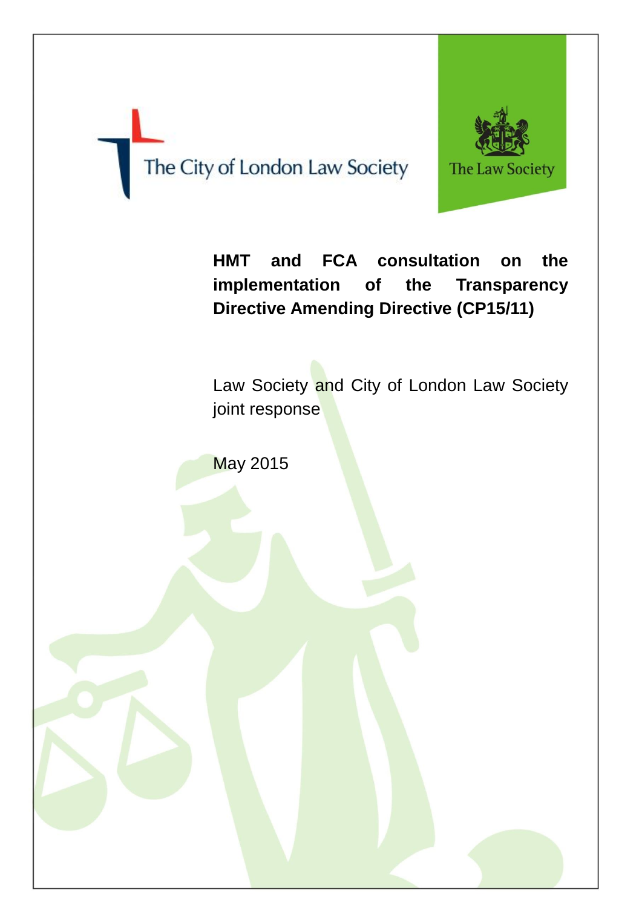The City of London Law Society

The Law Society

# HMT and FCA consultation on the implementation of the Transparency Directive Amending Directive (CP15/11)

Law Society and City of London Law Society joint response

May 2015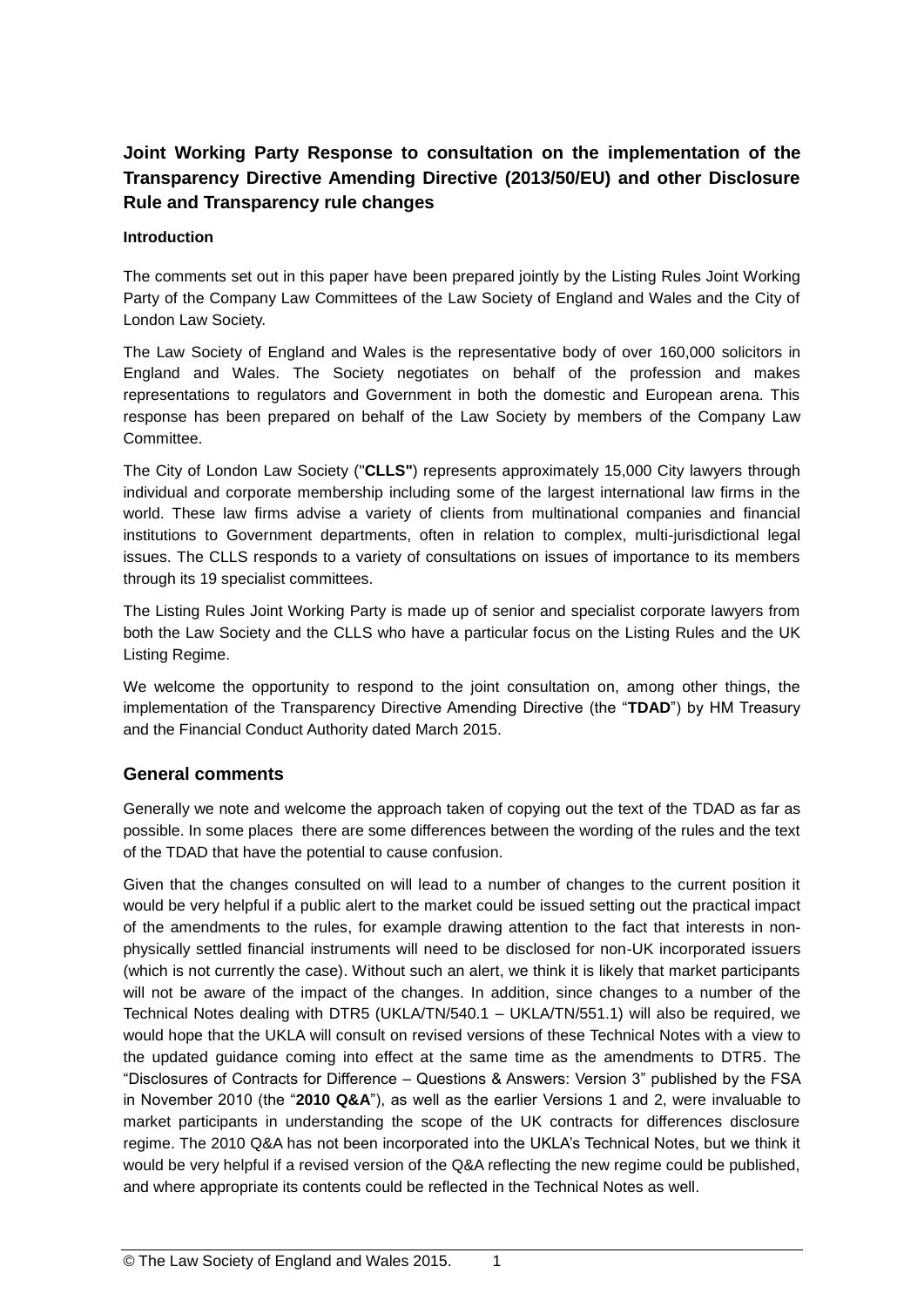## Joint Working Party Response to consultation on the implementation of the Transparency Directive Amending Directive (2013/50/EU) and other Disclosure Rule and Transparency rule changes

### Introduction

The comments set out in this paper have been prepared jointly by the Listing Rules Joint Working Party of the Company Law Committees of the Law Society of England and Wales and the City of London Law Society.

The Law Society of England and Wales is the representative body of over 160,000 solicitors in England and Wales. The Society negotiates on behalf of the profession and makes representations to regulators and Government in both the domestic and European arena. This response has been prepared on behalf of the Law Society by members of the Company Law Committee.

The City of London Law Society ("**CLLS"**) represents approximately 15,000 City lawyers through individual and corporate membership including some of the largest international law firms in the world. These law firms advise a variety of clients from multinational companies and financial institutions to Government departments, often in relation to complex, multi-jurisdictional legal issues. The CLLS responds to a variety of consultations on issues of importance to its members through its 19 specialist committees.

The Listing Rules Joint Working Party is made up of senior and specialist corporate lawyers from both the Law Society and the CLLS who have a particular focus on the Listing Rules and the UK Listing Regime.

We welcome the opportunity to respond to the joint consultation on, among other things, the implementation of the Transparency Directive Amending Directive (the "**TDAD**") by HM Treasury and the Financial Conduct Authority dated March 2015.

## General comments

Generally we note and welcome the approach taken of copying out the text of the TDAD as far as possible. In some places there are some differences between the wording of the rules and the text of the TDAD that have the potential to cause confusion.

Given that the changes consulted on will lead to a number of changes to the current position it would be very helpful if a public alert to the market could be issued setting out the practical impact of the amendments to the rules, for example drawing attention to the fact that interests in non-physically settled financial instruments will need to be disclosed for non-UK incorporated issuers (which is not currently the case). Without such an alert, we think it is likely that market participants will not be aware of the impact of the changes. In addition, since changes to a number of the Technical Notes dealing with DTR5 (UKLA/TN/540.1 – UKLA/TN/551.1) will also be required, we would hope that the UKLA will consult on revised versions of these Technical Notes with a view to the updated guidance coming into effect at the same time as the amendments to DTR5. The "Disclosures of Contracts for Difference – Questions & Answers: Version 3" published by the FSA in November 2010 (the "**2010 Q&A**"), as well as the earlier Versions 1 and 2, were invaluable to market participants in understanding the scope of the UK contracts for differences disclosure regime. The 2010 Q&A has not been incorporated into the UKLA's Technical Notes, but we think it would be very helpful if a revised version of the Q&A reflecting the new regime could be published, and where appropriate its contents could be reflected in the Technical Notes as well.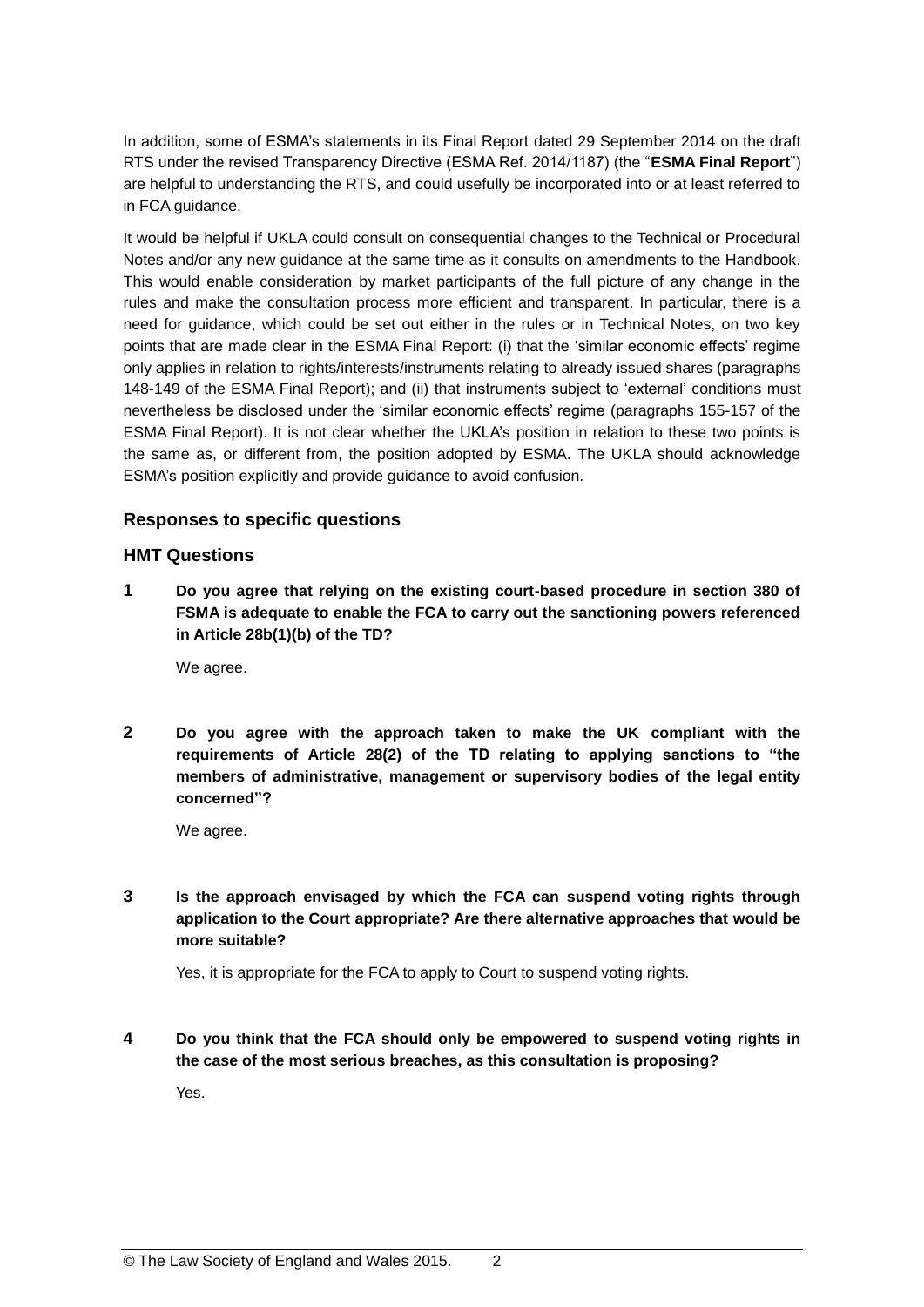In addition, some of ESMA's statements in its Final Report dated 29 September 2014 on the draft RTS under the revised Transparency Directive (ESMA Ref. 2014/1187) (the "**ESMA Final Report**") are helpful to understanding the RTS, and could usefully be incorporated into or at least referred to in FCA guidance.

It would be helpful if UKLA could consult on consequential changes to the Technical or Procedural Notes and/or any new guidance at the same time as it consults on amendments to the Handbook. This would enable consideration by market participants of the full picture of any change in the rules and make the consultation process more efficient and transparent. In particular, there is a need for guidance, which could be set out either in the rules or in Technical Notes, on two key points that are made clear in the ESMA Final Report: (i) that the 'similar economic effects' regime only applies in relation to rights/interests/instruments relating to already issued shares (paragraphs 148-149 of the ESMA Final Report); and (ii) that instruments subject to 'external' conditions must nevertheless be disclosed under the 'similar economic effects' regime (paragraphs 155-157 of the ESMA Final Report). It is not clear whether the UKLA's position in relation to these two points is the same as, or different from, the position adopted by ESMA. The UKLA should acknowledge ESMA's position explicitly and provide guidance to avoid confusion.

## Responses to specific questions

### HMT Questions

**1 Do you agree that relying on the existing court-based procedure in section 380 of FSMA is adequate to enable the FCA to carry out the sanctioning powers referenced in Article 28b(1)(b) of the TD?**

We agree.

**2 Do you agree with the approach taken to make the UK compliant with the requirements of Article 28(2) of the TD relating to applying sanctions to "the members of administrative, management or supervisory bodies of the legal entity concerned"?**

We agree.

**3 Is the approach envisaged by which the FCA can suspend voting rights through application to the Court appropriate? Are there alternative approaches that would be more suitable?**

Yes, it is appropriate for the FCA to apply to Court to suspend voting rights.

**4 Do you think that the FCA should only be empowered to suspend voting rights in the case of the most serious breaches, as this consultation is proposing?**

Yes.

© The Law Society of England and Wales 2015.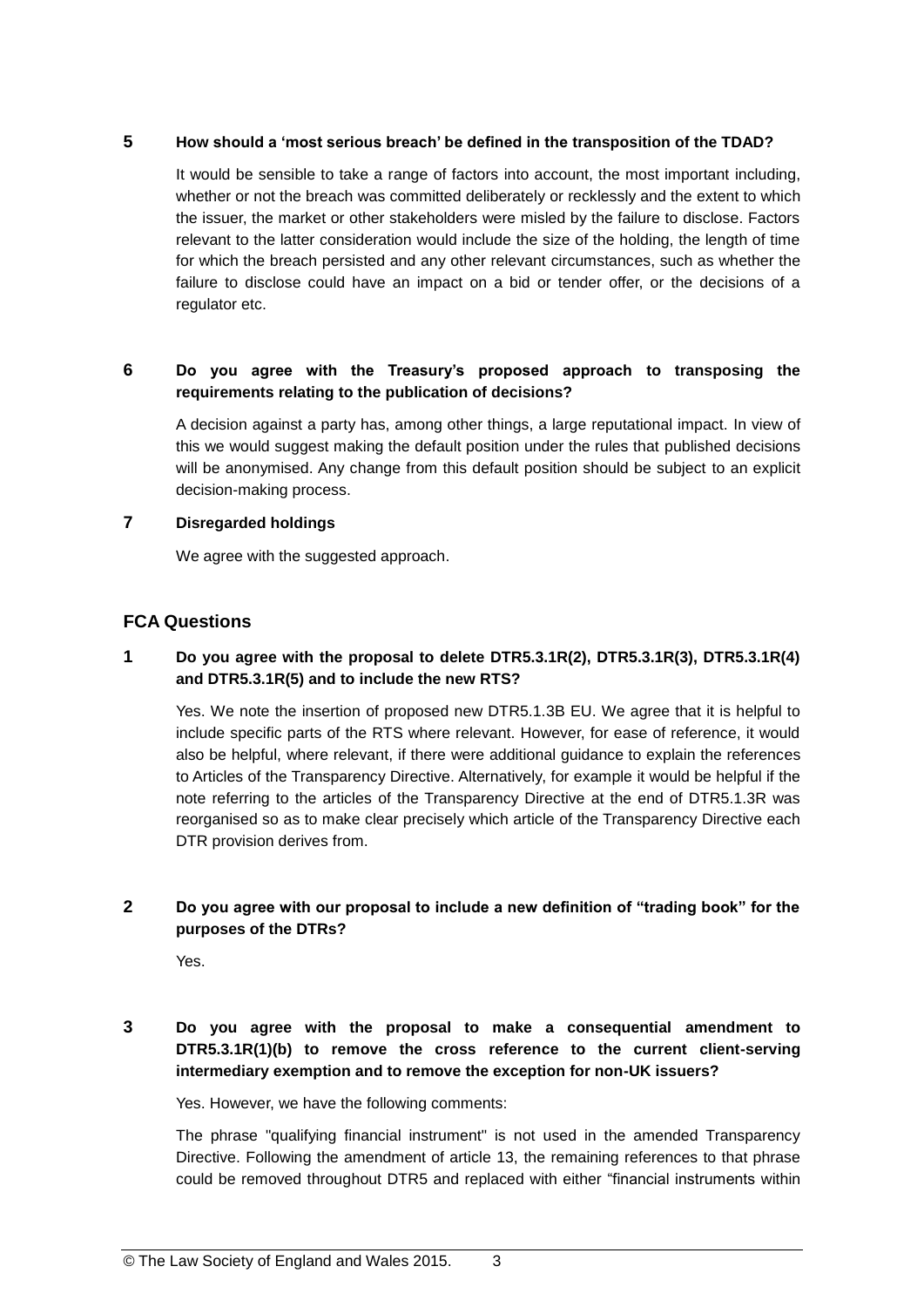**5 How should a 'most serious breach' be defined in the transposition of the TDAD?**

It would be sensible to take a range of factors into account, the most important including, whether or not the breach was committed deliberately or recklessly and the extent to which the issuer, the market or other stakeholders were misled by the failure to disclose. Factors relevant to the latter consideration would include the size of the holding, the length of time for which the breach persisted and any other relevant circumstances, such as whether the failure to disclose could have an impact on a bid or tender offer, or the decisions of a regulator etc.

**6 Do you agree with the Treasury's proposed approach to transposing the requirements relating to the publication of decisions?**

A decision against a party has, among other things, a large reputational impact. In view of this we would suggest making the default position under the rules that published decisions will be anonymised. Any change from this default position should be subject to an explicit decision-making process.

**7 Disregarded holdings**

We agree with the suggested approach.

## FCA Questions

**1 Do you agree with the proposal to delete DTR5.3.1R(2), DTR5.3.1R(3), DTR5.3.1R(4) and DTR5.3.1R(5) and to include the new RTS?**

Yes. We note the insertion of proposed new DTR5.1.3B EU. We agree that it is helpful to include specific parts of the RTS where relevant. However, for ease of reference, it would also be helpful, where relevant, if there were additional guidance to explain the references to Articles of the Transparency Directive. Alternatively, for example it would be helpful if the note referring to the articles of the Transparency Directive at the end of DTR5.1.3R was reorganised so as to make clear precisely which article of the Transparency Directive each DTR provision derives from.

**2 Do you agree with our proposal to include a new definition of "trading book" for the purposes of the DTRs?**

Yes.

**3 Do you agree with the proposal to make a consequential amendment to DTR5.3.1R(1)(b) to remove the cross reference to the current client-serving intermediary exemption and to remove the exception for non-UK issuers?**

Yes. However, we have the following comments:

The phrase "qualifying financial instrument" is not used in the amended Transparency Directive. Following the amendment of article 13, the remaining references to that phrase could be removed throughout DTR5 and replaced with either "financial instruments within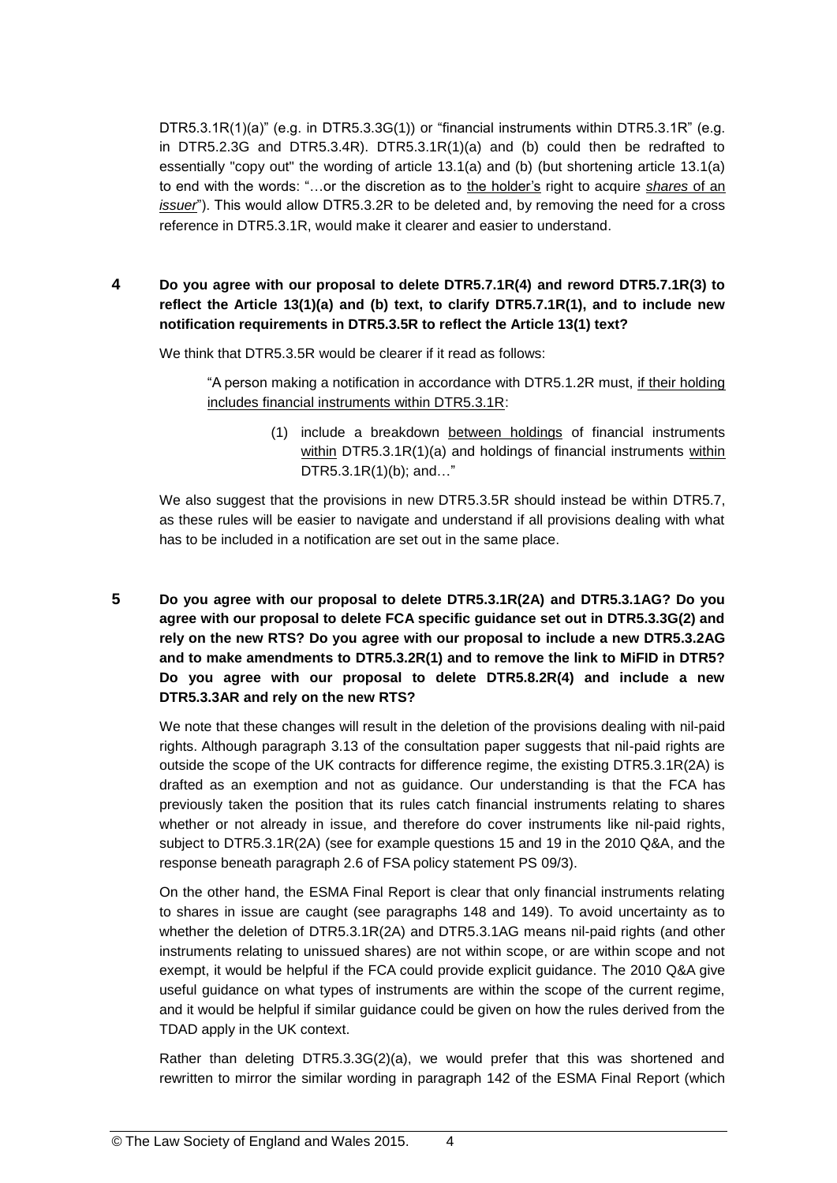DTR5.3.1R(1)(a)" (e.g. in DTR5.3.3G(1)) or "financial instruments within DTR5.3.1R" (e.g. in DTR5.2.3G and DTR5.3.4R). DTR5.3.1R(1)(a) and (b) could then be redrafted to essentially "copy out" the wording of article 13.1(a) and (b) (but shortening article 13.1(a) to end with the words: "…or the discretion as to the holder's right to acquire *shares* of an *issuer*"). This would allow DTR5.3.2R to be deleted and, by removing the need for a cross reference in DTR5.3.1R, would make it clearer and easier to understand.

**4 Do you agree with our proposal to delete DTR5.7.1R(4) and reword DTR5.7.1R(3) to reflect the Article 13(1)(a) and (b) text, to clarify DTR5.7.1R(1), and to include new notification requirements in DTR5.3.5R to reflect the Article 13(1) text?**

We think that DTR5.3.5R would be clearer if it read as follows:

> "A person making a notification in accordance with DTR5.1.2R must, if their holding includes financial instruments within DTR5.3.1R:
>
> (1) include a breakdown between holdings of financial instruments within DTR5.3.1R(1)(a) and holdings of financial instruments within DTR5.3.1R(1)(b); and…"

We also suggest that the provisions in new DTR5.3.5R should instead be within DTR5.7, as these rules will be easier to navigate and understand if all provisions dealing with what has to be included in a notification are set out in the same place.

**5 Do you agree with our proposal to delete DTR5.3.1R(2A) and DTR5.3.1AG? Do you agree with our proposal to delete FCA specific guidance set out in DTR5.3.3G(2) and rely on the new RTS? Do you agree with our proposal to include a new DTR5.3.2AG and to make amendments to DTR5.3.2R(1) and to remove the link to MiFID in DTR5? Do you agree with our proposal to delete DTR5.8.2R(4) and include a new DTR5.3.3AR and rely on the new RTS?**

We note that these changes will result in the deletion of the provisions dealing with nil-paid rights. Although paragraph 3.13 of the consultation paper suggests that nil-paid rights are outside the scope of the UK contracts for difference regime, the existing DTR5.3.1R(2A) is drafted as an exemption and not as guidance. Our understanding is that the FCA has previously taken the position that its rules catch financial instruments relating to shares whether or not already in issue, and therefore do cover instruments like nil-paid rights, subject to DTR5.3.1R(2A) (see for example questions 15 and 19 in the 2010 Q&A, and the response beneath paragraph 2.6 of FSA policy statement PS 09/3).

On the other hand, the ESMA Final Report is clear that only financial instruments relating to shares in issue are caught (see paragraphs 148 and 149). To avoid uncertainty as to whether the deletion of DTR5.3.1R(2A) and DTR5.3.1AG means nil-paid rights (and other instruments relating to unissued shares) are not within scope, or are within scope and not exempt, it would be helpful if the FCA could provide explicit guidance. The 2010 Q&A give useful guidance on what types of instruments are within the scope of the current regime, and it would be helpful if similar guidance could be given on how the rules derived from the TDAD apply in the UK context.

Rather than deleting DTR5.3.3G(2)(a), we would prefer that this was shortened and rewritten to mirror the similar wording in paragraph 142 of the ESMA Final Report (which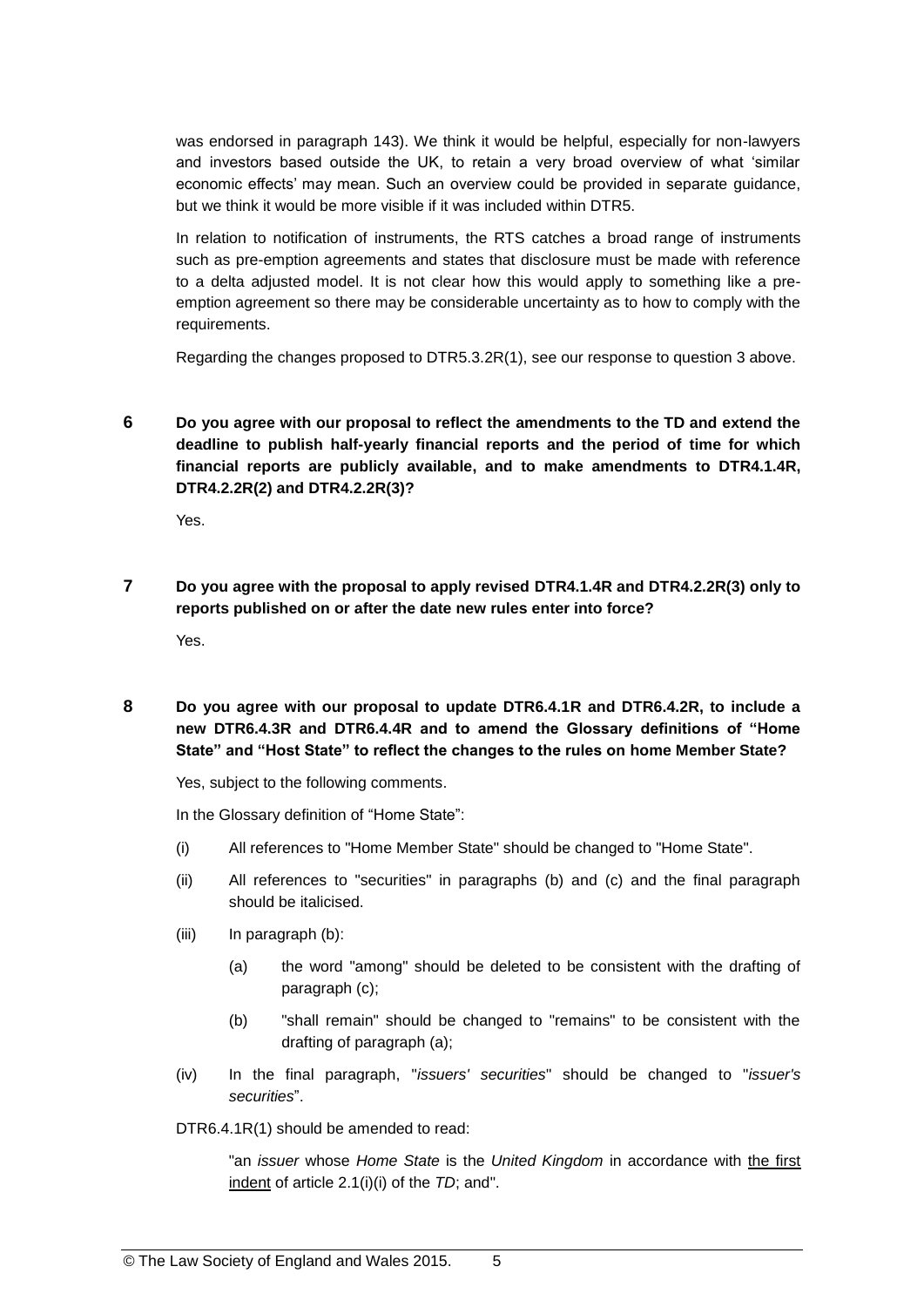was endorsed in paragraph 143). We think it would be helpful, especially for non-lawyers and investors based outside the UK, to retain a very broad overview of what 'similar economic effects' may mean. Such an overview could be provided in separate guidance, but we think it would be more visible if it was included within DTR5.

In relation to notification of instruments, the RTS catches a broad range of instruments such as pre-emption agreements and states that disclosure must be made with reference to a delta adjusted model. It is not clear how this would apply to something like a pre-emption agreement so there may be considerable uncertainty as to how to comply with the requirements.

Regarding the changes proposed to DTR5.3.2R(1), see our response to question 3 above.

**6 Do you agree with our proposal to reflect the amendments to the TD and extend the deadline to publish half-yearly financial reports and the period of time for which financial reports are publicly available, and to make amendments to DTR4.1.4R, DTR4.2.2R(2) and DTR4.2.2R(3)?**

Yes.

**7 Do you agree with the proposal to apply revised DTR4.1.4R and DTR4.2.2R(3) only to reports published on or after the date new rules enter into force?**

Yes.

**8 Do you agree with our proposal to update DTR6.4.1R and DTR6.4.2R, to include a new DTR6.4.3R and DTR6.4.4R and to amend the Glossary definitions of "Home State" and "Host State" to reflect the changes to the rules on home Member State?**

Yes, subject to the following comments.

In the Glossary definition of "Home State":

(i) All references to "Home Member State" should be changed to "Home State".

(ii) All references to "securities" in paragraphs (b) and (c) and the final paragraph should be italicised.

(iii) In paragraph (b):

(a) the word "among" should be deleted to be consistent with the drafting of paragraph (c);

(b) "shall remain" should be changed to "remains" to be consistent with the drafting of paragraph (a);

(iv) In the final paragraph, "*issuers' securities*" should be changed to "*issuer's securities*".

DTR6.4.1R(1) should be amended to read:

"an *issuer* whose *Home State* is the *United Kingdom* in accordance with <u>the first indent</u> of article 2.1(i)(i) of the *TD*; and".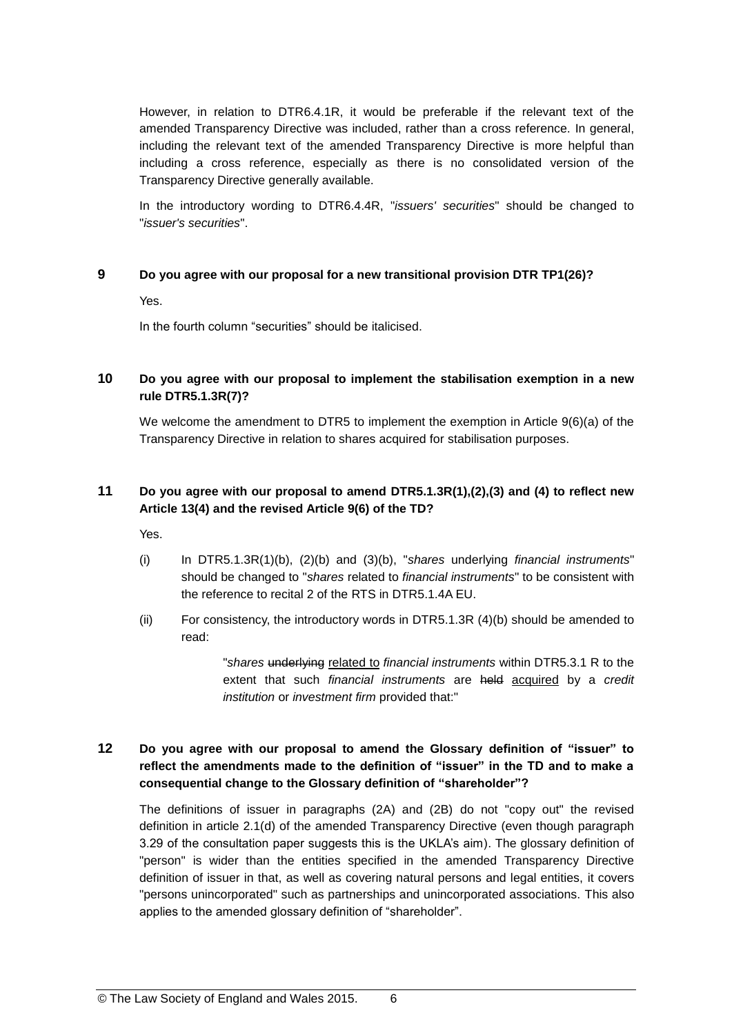However, in relation to DTR6.4.1R, it would be preferable if the relevant text of the amended Transparency Directive was included, rather than a cross reference. In general, including the relevant text of the amended Transparency Directive is more helpful than including a cross reference, especially as there is no consolidated version of the Transparency Directive generally available.

In the introductory wording to DTR6.4.4R, "*issuers' securities*" should be changed to "*issuer's securities*".

**9 Do you agree with our proposal for a new transitional provision DTR TP1(26)?**

Yes.

In the fourth column "securities" should be italicised.

**10 Do you agree with our proposal to implement the stabilisation exemption in a new rule DTR5.1.3R(7)?**

We welcome the amendment to DTR5 to implement the exemption in Article 9(6)(a) of the Transparency Directive in relation to shares acquired for stabilisation purposes.

**11 Do you agree with our proposal to amend DTR5.1.3R(1),(2),(3) and (4) to reflect new Article 13(4) and the revised Article 9(6) of the TD?**

Yes.

(i) In DTR5.1.3R(1)(b), (2)(b) and (3)(b), "*shares* underlying *financial instruments*" should be changed to "*shares* related to *financial instruments*" to be consistent with the reference to recital 2 of the RTS in DTR5.1.4A EU.

(ii) For consistency, the introductory words in DTR5.1.3R (4)(b) should be amended to read:

> "*shares* ~~underlying~~ <u>related to</u> *financial instruments* within DTR5.3.1 R to the extent that such *financial instruments* are ~~held~~ <u>acquired</u> by a *credit institution* or *investment firm* provided that:"

**12 Do you agree with our proposal to amend the Glossary definition of "issuer" to reflect the amendments made to the definition of "issuer" in the TD and to make a consequential change to the Glossary definition of "shareholder"?**

The definitions of issuer in paragraphs (2A) and (2B) do not "copy out" the revised definition in article 2.1(d) of the amended Transparency Directive (even though paragraph 3.29 of the consultation paper suggests this is the UKLA's aim). The glossary definition of "person" is wider than the entities specified in the amended Transparency Directive definition of issuer in that, as well as covering natural persons and legal entities, it covers "persons unincorporated" such as partnerships and unincorporated associations. This also applies to the amended glossary definition of "shareholder".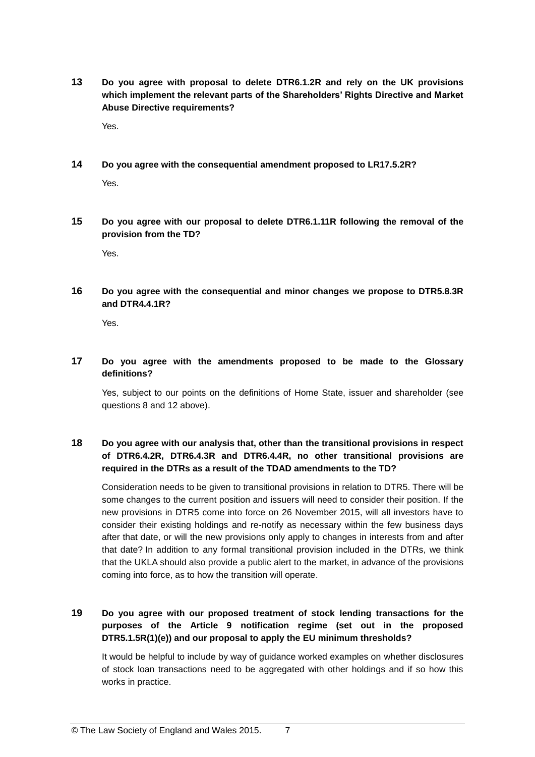**13 Do you agree with proposal to delete DTR6.1.2R and rely on the UK provisions which implement the relevant parts of the Shareholders' Rights Directive and Market Abuse Directive requirements?**

Yes.

**14 Do you agree with the consequential amendment proposed to LR17.5.2R?**

Yes.

**15 Do you agree with our proposal to delete DTR6.1.11R following the removal of the provision from the TD?**

Yes.

**16 Do you agree with the consequential and minor changes we propose to DTR5.8.3R and DTR4.4.1R?**

Yes.

**17 Do you agree with the amendments proposed to be made to the Glossary definitions?**

Yes, subject to our points on the definitions of Home State, issuer and shareholder (see questions 8 and 12 above).

**18 Do you agree with our analysis that, other than the transitional provisions in respect of DTR6.4.2R, DTR6.4.3R and DTR6.4.4R, no other transitional provisions are required in the DTRs as a result of the TDAD amendments to the TD?**

Consideration needs to be given to transitional provisions in relation to DTR5. There will be some changes to the current position and issuers will need to consider their position. If the new provisions in DTR5 come into force on 26 November 2015, will all investors have to consider their existing holdings and re-notify as necessary within the few business days after that date, or will the new provisions only apply to changes in interests from and after that date? In addition to any formal transitional provision included in the DTRs, we think that the UKLA should also provide a public alert to the market, in advance of the provisions coming into force, as to how the transition will operate.

**19 Do you agree with our proposed treatment of stock lending transactions for the purposes of the Article 9 notification regime (set out in the proposed DTR5.1.5R(1)(e)) and our proposal to apply the EU minimum thresholds?**

It would be helpful to include by way of guidance worked examples on whether disclosures of stock loan transactions need to be aggregated with other holdings and if so how this works in practice.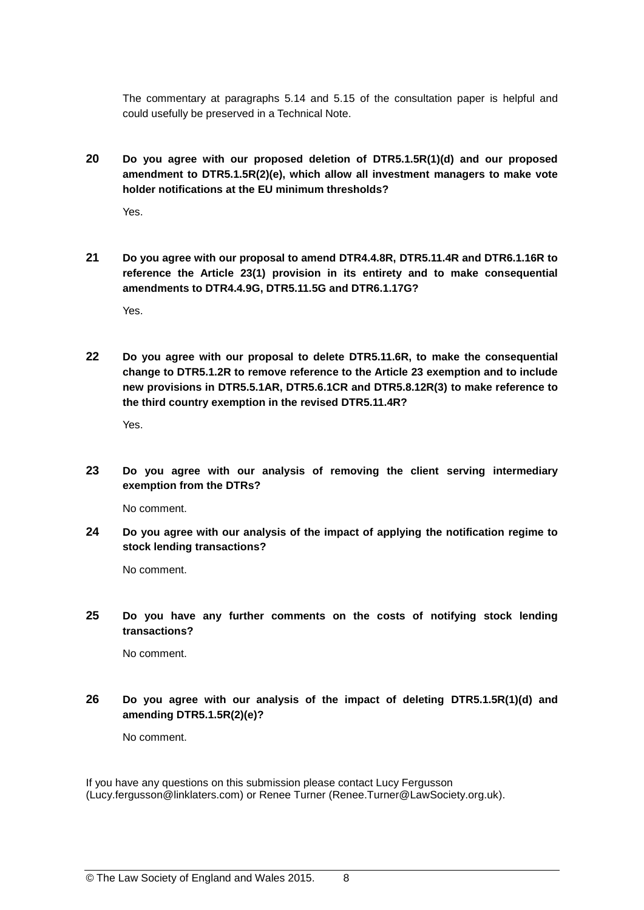The commentary at paragraphs 5.14 and 5.15 of the consultation paper is helpful and could usefully be preserved in a Technical Note.

**20 Do you agree with our proposed deletion of DTR5.1.5R(1)(d) and our proposed amendment to DTR5.1.5R(2)(e), which allow all investment managers to make vote holder notifications at the EU minimum thresholds?**

Yes.

**21 Do you agree with our proposal to amend DTR4.4.8R, DTR5.11.4R and DTR6.1.16R to reference the Article 23(1) provision in its entirety and to make consequential amendments to DTR4.4.9G, DTR5.11.5G and DTR6.1.17G?**

Yes.

**22 Do you agree with our proposal to delete DTR5.11.6R, to make the consequential change to DTR5.1.2R to remove reference to the Article 23 exemption and to include new provisions in DTR5.5.1AR, DTR5.6.1CR and DTR5.8.12R(3) to make reference to the third country exemption in the revised DTR5.11.4R?**

Yes.

**23 Do you agree with our analysis of removing the client serving intermediary exemption from the DTRs?**

No comment.

**24 Do you agree with our analysis of the impact of applying the notification regime to stock lending transactions?**

No comment.

**25 Do you have any further comments on the costs of notifying stock lending transactions?**

No comment.

**26 Do you agree with our analysis of the impact of deleting DTR5.1.5R(1)(d) and amending DTR5.1.5R(2)(e)?**

No comment.

If you have any questions on this submission please contact Lucy Fergusson (Lucy.fergusson@linklaters.com) or Renee Turner (Renee.Turner@LawSociety.org.uk).

© The Law Society of England and Wales 2015.